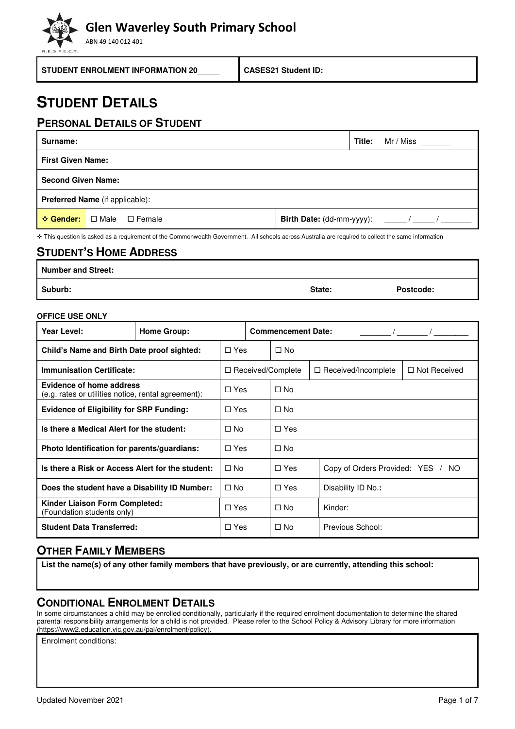# Glen Waverley South Primary School

ABN 49 140 012 401

R.E.S.P.E.C.T.

| STUDENT ENROLMENT INFORMATION 20_____ | CASES21 Student ID: |
|---|---|

# STUDENT DETAILS

## PERSONAL DETAILS OF STUDENT

| | | |
|---|---|---|
| **Surname:** | | **Title:** Mr / Miss _______ |
| **First Given Name:** | | |
| **Second Given Name:** | | |
| **Preferred Name** (if applicable): | | |
| ❖ **Gender:** ☐ Male ☐ Female | **Birth Date:** (dd-mm-yyyy): _____ / _____ / _______ | |

❖ This question is asked as a requirement of the Commonwealth Government. All schools across Australia are required to collect the same information

## STUDENT'S HOME ADDRESS

| | | |
|---|---|---|
| **Number and Street:** | | |
| **Suburb:** | **State:** | **Postcode:** |

**OFFICE USE ONLY**

| | | | |
|---|---|---|---|
| **Year Level:** | **Home Group:** | **Commencement Date:** _______ / _______ / ________ | |
| **Child's Name and Birth Date proof sighted:** | ☐ Yes | ☐ No | |
| **Immunisation Certificate:** | ☐ Received/Complete | ☐ Received/Incomplete | ☐ Not Received |
| **Evidence of home address** (e.g. rates or utilities notice, rental agreement): | ☐ Yes | ☐ No | |
| **Evidence of Eligibility for SRP Funding:** | ☐ Yes | ☐ No | |
| **Is there a Medical Alert for the student:** | ☐ No | ☐ Yes | |
| **Photo Identification for parents/guardians:** | ☐ Yes | ☐ No | |
| **Is there a Risk or Access Alert for the student:** | ☐ No | ☐ Yes | Copy of Orders Provided: YES / NO |
| **Does the student have a Disability ID Number:** | ☐ No | ☐ Yes | Disability ID No.**:** |
| **Kinder Liaison Form Completed:** (Foundation students only) | ☐ Yes | ☐ No | Kinder: |
| **Student Data Transferred:** | ☐ Yes | ☐ No | Previous School: |

## OTHER FAMILY MEMBERS

**List the name(s) of any other family members that have previously, or are currently, attending this school:**

## CONDITIONAL ENROLMENT DETAILS

In some circumstances a child may be enrolled conditionally, particularly if the required enrolment documentation to determine the shared parental responsibility arrangements for a child is not provided. Please refer to the School Policy & Advisory Library for more information (https://www2.education.vic.gov.au/pal/enrolment/policy).

Enrolment conditions:

Updated November 2021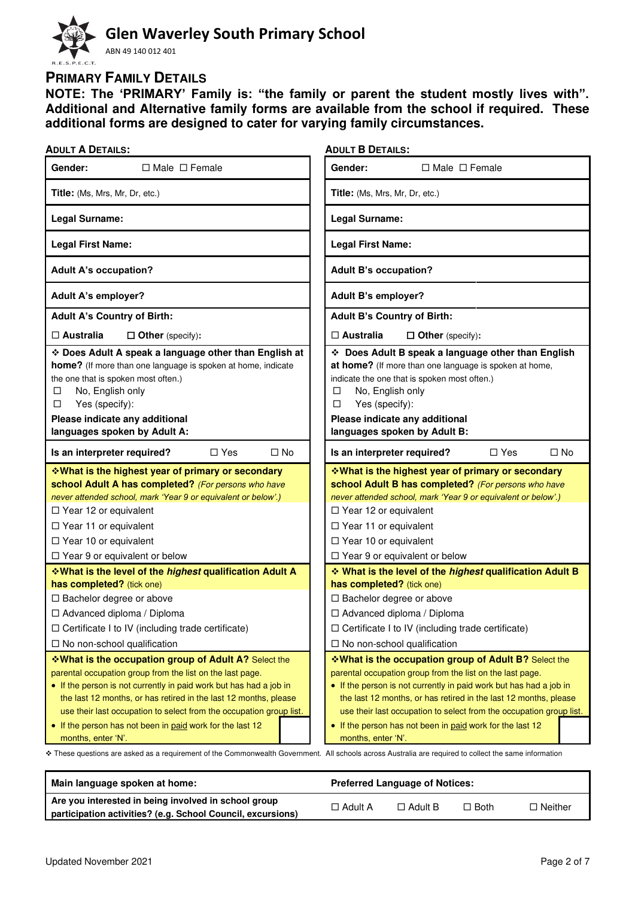# Glen Waverley South Primary School

ABN 49 140 012 401

R.E.S.P.E.C.T.

## PRIMARY FAMILY DETAILS

**NOTE: The 'PRIMARY' Family is: "the family or parent the student mostly lives with". Additional and Alternative family forms are available from the school if required. These additional forms are designed to cater for varying family circumstances.**

| ADULT A DETAILS: | ADULT B DETAILS: |
|---|---|
| **Gender:** ☐ Male ☐ Female | **Gender:** ☐ Male ☐ Female |
| **Title:** (Ms, Mrs, Mr, Dr, etc.) | **Title:** (Ms, Mrs, Mr, Dr, etc.) |
| **Legal Surname:** | **Legal Surname:** |
| **Legal First Name:** | **Legal First Name:** |
| **Adult A's occupation?** | **Adult B's occupation?** |
| **Adult A's employer?** | **Adult B's employer?** |
| **Adult A's Country of Birth:** ☐ **Australia** ☐ **Other** (specify): | **Adult B's Country of Birth:** ☐ **Australia** ☐ **Other** (specify): |
| ❖ **Does Adult A speak a language other than English at home?** (If more than one language is spoken at home, indicate the one that is spoken most often.) ☐ No, English only ☐ Yes (specify): **Please indicate any additional languages spoken by Adult A:** | ❖ **Does Adult B speak a language other than English at home?** (If more than one language is spoken at home, indicate the one that is spoken most often.) ☐ No, English only ☐ Yes (specify): **Please indicate any additional languages spoken by Adult B:** |
| **Is an interpreter required?** ☐ Yes ☐ No | **Is an interpreter required?** ☐ Yes ☐ No |
| ❖**What is the highest year of primary or secondary school Adult A has completed?** *(For persons who have never attended school, mark 'Year 9 or equivalent or below'.)* ☐ Year 12 or equivalent ☐ Year 11 or equivalent ☐ Year 10 or equivalent ☐ Year 9 or equivalent or below | ❖**What is the highest year of primary or secondary school Adult B has completed?** *(For persons who have never attended school, mark 'Year 9 or equivalent or below'.)* ☐ Year 12 or equivalent ☐ Year 11 or equivalent ☐ Year 10 or equivalent ☐ Year 9 or equivalent or below |
| ❖**What is the level of the *highest* qualification Adult A has completed?** (tick one) ☐ Bachelor degree or above ☐ Advanced diploma / Diploma ☐ Certificate I to IV (including trade certificate) ☐ No non-school qualification | ❖ **What is the level of the *highest* qualification Adult B has completed?** (tick one) ☐ Bachelor degree or above ☐ Advanced diploma / Diploma ☐ Certificate I to IV (including trade certificate) ☐ No non-school qualification |
| ❖**What is the occupation group of Adult A?** Select the parental occupation group from the list on the last page. • If the person is not currently in paid work but has had a job in the last 12 months, or has retired in the last 12 months, please use their last occupation to select from the occupation group list. • If the person has not been in paid work for the last 12 months, enter 'N'. | ❖**What is the occupation group of Adult B?** Select the parental occupation group from the list on the last page. • If the person is not currently in paid work but has had a job in the last 12 months, or has retired in the last 12 months, please use their last occupation to select from the occupation group list. • If the person has not been in paid work for the last 12 months, enter 'N'. |

❖ These questions are asked as a requirement of the Commonwealth Government. All schools across Australia are required to collect the same information

| **Main language spoken at home:** | **Preferred Language of Notices:** | | | |
|---|---|---|---|---|
| **Are you interested in being involved in school group participation activities? (e.g. School Council, excursions)** | ☐ Adult A | ☐ Adult B | ☐ Both | ☐ Neither |

Updated November 2021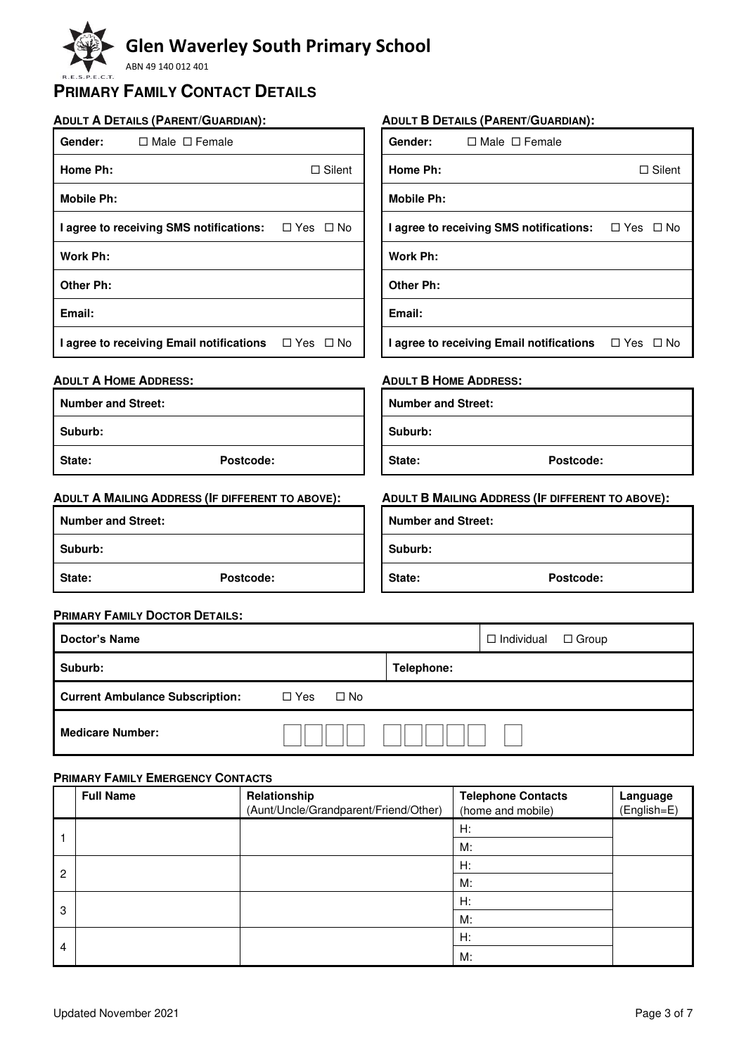# Glen Waverley South Primary School

ABN 49 140 012 401

R.E.S.P.E.C.T.

## PRIMARY FAMILY CONTACT DETAILS

### ADULT A DETAILS (PARENT/GUARDIAN):

| | |
|---|---|
| **Gender:** ☐ Male ☐ Female | |
| **Home Ph:** | ☐ Silent |
| **Mobile Ph:** | |
| **I agree to receiving SMS notifications:** | ☐ Yes ☐ No |
| **Work Ph:** | |
| **Other Ph:** | |
| **Email:** | |
| **I agree to receiving Email notifications** | ☐ Yes ☐ No |

### ADULT B DETAILS (PARENT/GUARDIAN):

| | |
|---|---|
| **Gender:** ☐ Male ☐ Female | |
| **Home Ph:** | ☐ Silent |
| **Mobile Ph:** | |
| **I agree to receiving SMS notifications:** | ☐ Yes ☐ No |
| **Work Ph:** | |
| **Other Ph:** | |
| **Email:** | |
| **I agree to receiving Email notifications** | ☐ Yes ☐ No |

### ADULT A HOME ADDRESS:

| | |
|---|---|
| **Number and Street:** | |
| **Suburb:** | |
| **State:** | **Postcode:** |

### ADULT B HOME ADDRESS:

| | |
|---|---|
| **Number and Street:** | |
| **Suburb:** | |
| **State:** | **Postcode:** |

### ADULT A MAILING ADDRESS (IF DIFFERENT TO ABOVE):

| | |
|---|---|
| **Number and Street:** | |
| **Suburb:** | |
| **State:** | **Postcode:** |

### ADULT B MAILING ADDRESS (IF DIFFERENT TO ABOVE):

| | |
|---|---|
| **Number and Street:** | |
| **Suburb:** | |
| **State:** | **Postcode:** |

### PRIMARY FAMILY DOCTOR DETAILS:

| | | |
|---|---|---|
| **Doctor's Name** | | ☐ Individual ☐ Group |
| **Suburb:** | **Telephone:** | |
| **Current Ambulance Subscription:** ☐ Yes ☐ No | | |
| **Medicare Number:** ☐☐☐☐ ☐☐☐☐☐ ☐ | | |

### PRIMARY FAMILY EMERGENCY CONTACTS

| | Full Name | Relationship (Aunt/Uncle/Grandparent/Friend/Other) | Telephone Contacts (home and mobile) | Language (English=E) |
|---|---|---|---|---|
| 1 | | | H: | |
| | | | M: | |
| 2 | | | H: | |
| | | | M: | |
| 3 | | | H: | |
| | | | M: | |
| 4 | | | H: | |
| | | | M: | |

Updated November 2021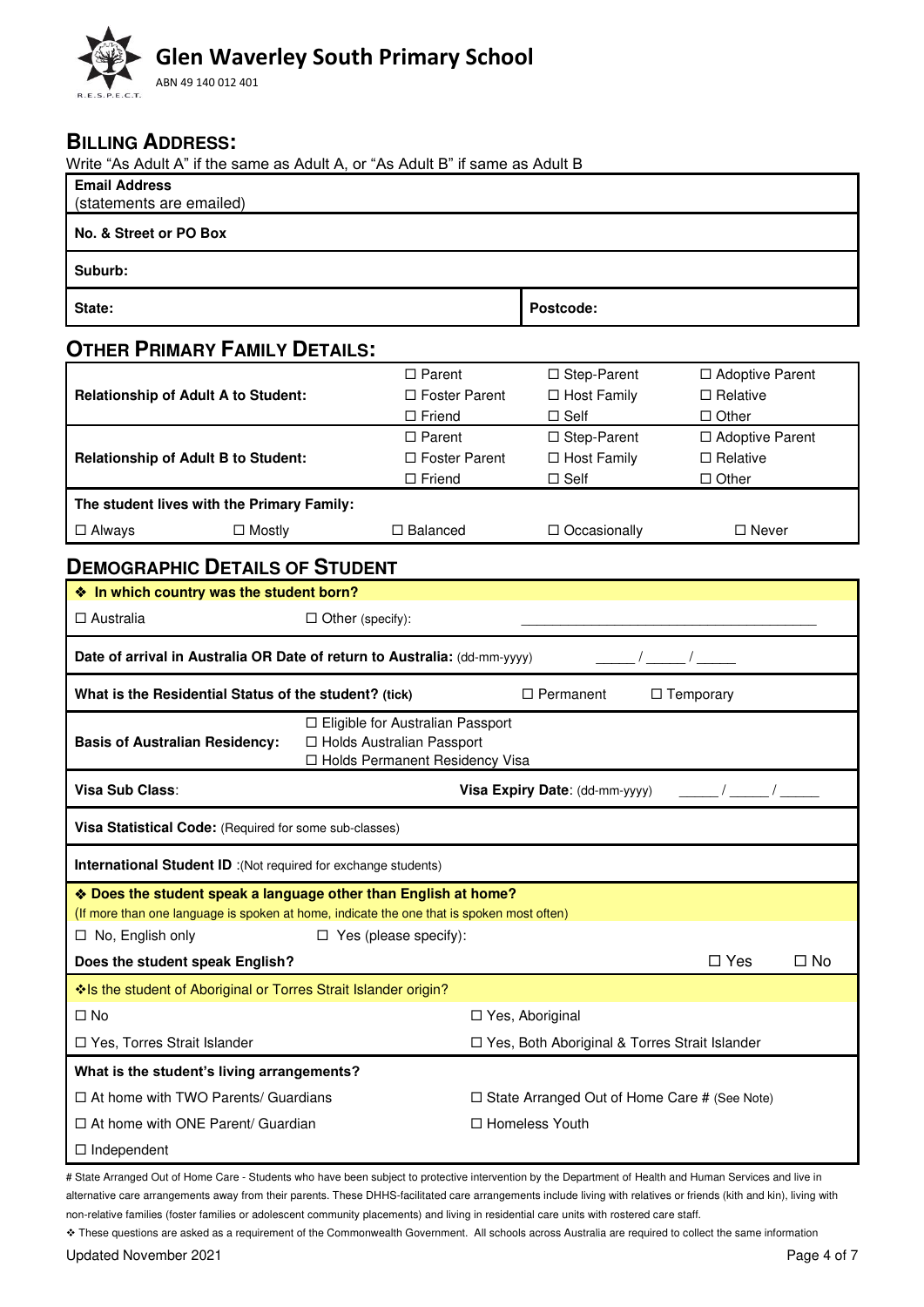# Glen Waverley South Primary School

ABN 49 140 012 401

R.E.S.P.E.C.T.

## BILLING ADDRESS:

Write "As Adult A" if the same as Adult A, or "As Adult B" if same as Adult B

| **Email Address** (statements are emailed) | |
|---|---|
| **No. & Street or PO Box** | |
| **Suburb:** | |
| **State:** | **Postcode:** |

## OTHER PRIMARY FAMILY DETAILS:

| | | | |
|---|---|---|---|
| **Relationship of Adult A to Student:** | ☐ Parent<br>☐ Foster Parent<br>☐ Friend | ☐ Step-Parent<br>☐ Host Family<br>☐ Self | ☐ Adoptive Parent<br>☐ Relative<br>☐ Other |
| **Relationship of Adult B to Student:** | ☐ Parent<br>☐ Foster Parent<br>☐ Friend | ☐ Step-Parent<br>☐ Host Family<br>☐ Self | ☐ Adoptive Parent<br>☐ Relative<br>☐ Other |

**The student lives with the Primary Family:**

☐ Always ☐ Mostly ☐ Balanced ☐ Occasionally ☐ Never

## DEMOGRAPHIC DETAILS OF STUDENT

**❖ In which country was the student born?**

☐ Australia ☐ Other (specify): ________________________________________

**Date of arrival in Australia OR Date of return to Australia:** (dd-mm-yyyy) _____ / _____ / _____

**What is the Residential Status of the student? (tick)** ☐ Permanent ☐ Temporary

**Basis of Australian Residency:**
☐ Eligible for Australian Passport
☐ Holds Australian Passport
☐ Holds Permanent Residency Visa

**Visa Sub Class**: **Visa Expiry Date**: (dd-mm-yyyy) _____ / _____ / _____

**Visa Statistical Code:** (Required for some sub-classes)

**International Student ID** :(Not required for exchange students)

**❖ Does the student speak a language other than English at home?**
(If more than one language is spoken at home, indicate the one that is spoken most often)

☐ No, English only ☐ Yes (please specify):

**Does the student speak English?** ☐ Yes ☐ No

**❖Is the student of Aboriginal or Torres Strait Islander origin?**

☐ No ☐ Yes, Aboriginal

☐ Yes, Torres Strait Islander ☐ Yes, Both Aboriginal & Torres Strait Islander

**What is the student's living arrangements?**

☐ At home with TWO Parents/ Guardians ☐ State Arranged Out of Home Care # (See Note)

☐ At home with ONE Parent/ Guardian ☐ Homeless Youth

☐ Independent

# State Arranged Out of Home Care - Students who have been subject to protective intervention by the Department of Health and Human Services and live in alternative care arrangements away from their parents. These DHHS-facilitated care arrangements include living with relatives or friends (kith and kin), living with non-relative families (foster families or adolescent community placements) and living in residential care units with rostered care staff.

❖ These questions are asked as a requirement of the Commonwealth Government. All schools across Australia are required to collect the same information

Updated November 2021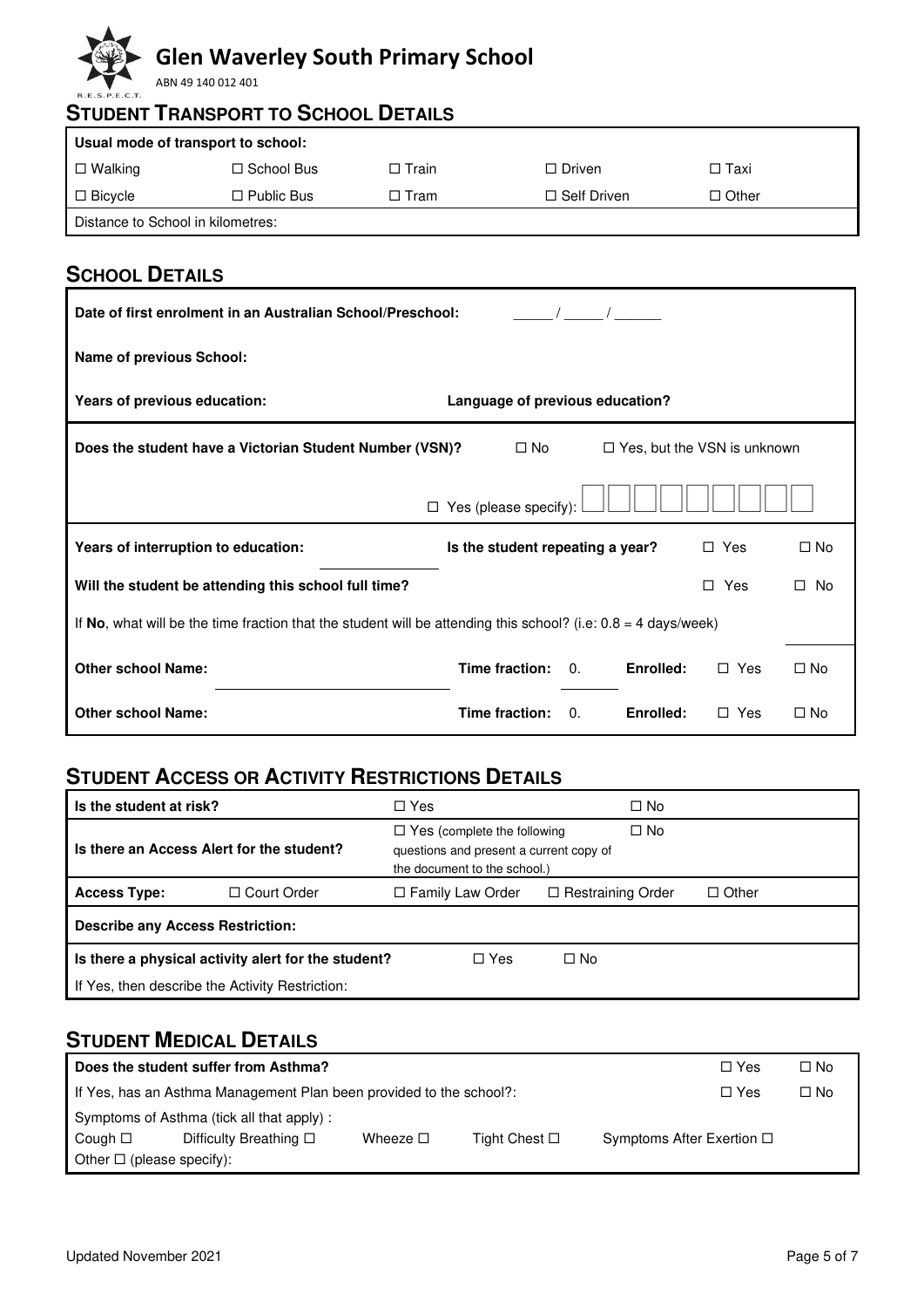# Glen Waverley South Primary School

ABN 49 140 012 401

R.E.S.P.E.C.T.

## STUDENT TRANSPORT TO SCHOOL DETAILS

| Usual mode of transport to school: | | | | |
|---|---|---|---|---|
| ☐ Walking | ☐ School Bus | ☐ Train | ☐ Driven | ☐ Taxi |
| ☐ Bicycle | ☐ Public Bus | ☐ Tram | ☐ Self Driven | ☐ Other |
| Distance to School in kilometres: | | | | |

## SCHOOL DETAILS

**Date of first enrolment in an Australian School/Preschool:** _____ / _____ / ______

**Name of previous School:**

**Years of previous education:** **Language of previous education?**

**Does the student have a Victorian Student Number (VSN)?** ☐ No ☐ Yes, but the VSN is unknown

☐ Yes (please specify): ☐☐☐☐☐☐☐☐☐

**Years of interruption to education:** ________ **Is the student repeating a year?** ☐ Yes ☐ No

**Will the student be attending this school full time?** ☐ Yes ☐ No

If **No**, what will be the time fraction that the student will be attending this school? (i.e: 0.8 = 4 days/week) ________

**Other school Name:** ____________________ **Time fraction:** 0.____ **Enrolled:** ☐ Yes ☐ No

**Other school Name:** ____________________ **Time fraction:** 0.____ **Enrolled:** ☐ Yes ☐ No

## STUDENT ACCESS OR ACTIVITY RESTRICTIONS DETAILS

| **Is the student at risk?** | | ☐ Yes | ☐ No | |
|---|---|---|---|---|
| **Is there an Access Alert for the student?** | | ☐ Yes (complete the following questions and present a current copy of the document to the school.) | ☐ No | |
| **Access Type:** | ☐ Court Order | ☐ Family Law Order | ☐ Restraining Order | ☐ Other |
| **Describe any Access Restriction:** | | | | |
| **Is there a physical activity alert for the student?** | | ☐ Yes | ☐ No | |
| If Yes, then describe the Activity Restriction: | | | | |

## STUDENT MEDICAL DETAILS

| **Does the student suffer from Asthma?** | | | | | ☐ Yes | ☐ No |
|---|---|---|---|---|---|---|
| If Yes, has an Asthma Management Plan been provided to the school?: | | | | | ☐ Yes | ☐ No |
| Symptoms of Asthma (tick all that apply) : | | | | | | |
| Cough ☐ | Difficulty Breathing ☐ | Wheeze ☐ | Tight Chest ☐ | Symptoms After Exertion ☐ | | |
| Other ☐ (please specify): | | | | | | |

Updated November 2021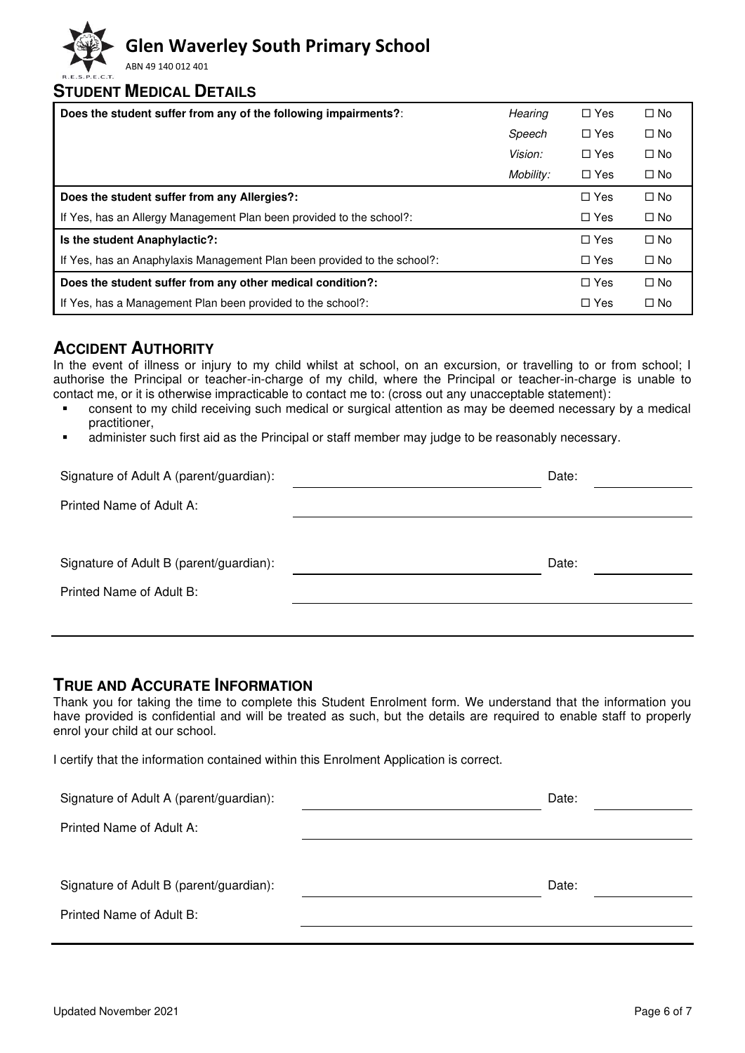# Glen Waverley South Primary School

ABN 49 140 012 401

R.E.S.P.E.C.T.

## STUDENT MEDICAL DETAILS

| | | | |
|---|---|---|---|
| **Does the student suffer from any of the following impairments?**: | *Hearing* | ☐ Yes | ☐ No |
| | *Speech* | ☐ Yes | ☐ No |
| | *Vision:* | ☐ Yes | ☐ No |
| | *Mobility:* | ☐ Yes | ☐ No |
| **Does the student suffer from any Allergies?:** | | ☐ Yes | ☐ No |
| If Yes, has an Allergy Management Plan been provided to the school?: | | ☐ Yes | ☐ No |
| **Is the student Anaphylactic?:** | | ☐ Yes | ☐ No |
| If Yes, has an Anaphylaxis Management Plan been provided to the school?: | | ☐ Yes | ☐ No |
| **Does the student suffer from any other medical condition?:** | | ☐ Yes | ☐ No |
| If Yes, has a Management Plan been provided to the school?: | | ☐ Yes | ☐ No |

## ACCIDENT AUTHORITY

In the event of illness or injury to my child whilst at school, on an excursion, or travelling to or from school; I authorise the Principal or teacher-in-charge of my child, where the Principal or teacher-in-charge is unable to contact me, or it is otherwise impracticable to contact me to: (cross out any unacceptable statement):

- consent to my child receiving such medical or surgical attention as may be deemed necessary by a medical practitioner,
- administer such first aid as the Principal or staff member may judge to be reasonably necessary.

Signature of Adult A (parent/guardian): ____________________ Date: __________

Printed Name of Adult A: ____________________

Signature of Adult B (parent/guardian): ____________________ Date: __________

Printed Name of Adult B: ____________________

## TRUE AND ACCURATE INFORMATION

Thank you for taking the time to complete this Student Enrolment form. We understand that the information you have provided is confidential and will be treated as such, but the details are required to enable staff to properly enrol your child at our school.

I certify that the information contained within this Enrolment Application is correct.

Signature of Adult A (parent/guardian): ____________________ Date: __________

Printed Name of Adult A: ____________________

Signature of Adult B (parent/guardian): ____________________ Date: __________

Printed Name of Adult B: ____________________

Updated November 2021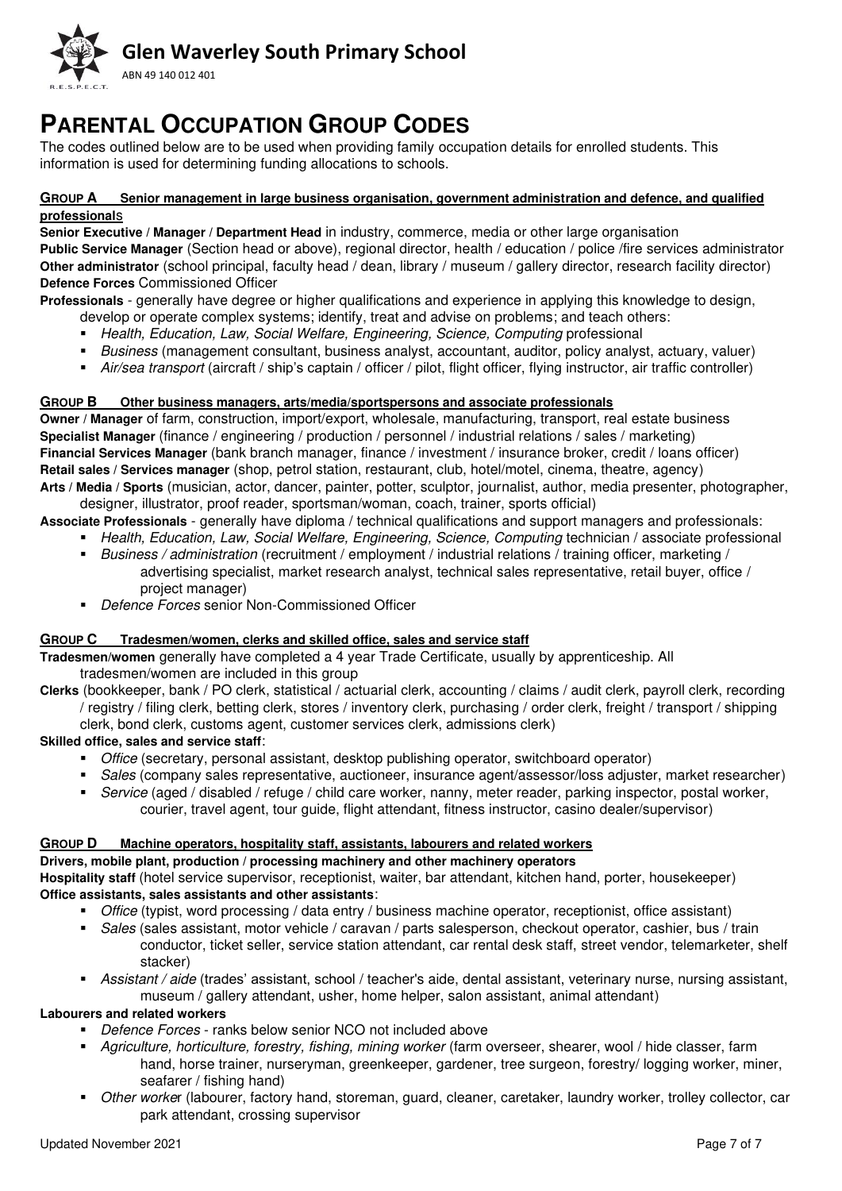**Glen Waverley South Primary School**

ABN 49 140 012 401

# PARENTAL OCCUPATION GROUP CODES

The codes outlined below are to be used when providing family occupation details for enrolled students. This information is used for determining funding allocations to schools.

### GROUP A   Senior management in large business organisation, government administration and defence, and qualified professionals

**Senior Executive / Manager / Department Head** in industry, commerce, media or other large organisation

**Public Service Manager** (Section head or above), regional director, health / education / police /fire services administrator

**Other administrator** (school principal, faculty head / dean, library / museum / gallery director, research facility director)

**Defence Forces** Commissioned Officer

**Professionals** - generally have degree or higher qualifications and experience in applying this knowledge to design, develop or operate complex systems; identify, treat and advise on problems; and teach others:

- *Health, Education, Law, Social Welfare, Engineering, Science, Computing* professional
- *Business* (management consultant, business analyst, accountant, auditor, policy analyst, actuary, valuer)
- *Air/sea transport* (aircraft / ship's captain / officer / pilot, flight officer, flying instructor, air traffic controller)

### GROUP B   Other business managers, arts/media/sportspersons and associate professionals

**Owner / Manager** of farm, construction, import/export, wholesale, manufacturing, transport, real estate business

**Specialist Manager** (finance / engineering / production / personnel / industrial relations / sales / marketing)

**Financial Services Manager** (bank branch manager, finance / investment / insurance broker, credit / loans officer)

**Retail sales / Services manager** (shop, petrol station, restaurant, club, hotel/motel, cinema, theatre, agency)

**Arts / Media / Sports** (musician, actor, dancer, painter, potter, sculptor, journalist, author, media presenter, photographer, designer, illustrator, proof reader, sportsman/woman, coach, trainer, sports official)

**Associate Professionals** - generally have diploma / technical qualifications and support managers and professionals:

- *Health, Education, Law, Social Welfare, Engineering, Science, Computing* technician / associate professional
- *Business / administration* (recruitment / employment / industrial relations / training officer, marketing / advertising specialist, market research analyst, technical sales representative, retail buyer, office / project manager)
- *Defence Forces* senior Non-Commissioned Officer

### GROUP C   Tradesmen/women, clerks and skilled office, sales and service staff

**Tradesmen/women** generally have completed a 4 year Trade Certificate, usually by apprenticeship. All tradesmen/women are included in this group

**Clerks** (bookkeeper, bank / PO clerk, statistical / actuarial clerk, accounting / claims / audit clerk, payroll clerk, recording / registry / filing clerk, betting clerk, stores / inventory clerk, purchasing / order clerk, freight / transport / shipping clerk, bond clerk, customs agent, customer services clerk, admissions clerk)

**Skilled office, sales and service staff**:

- *Office* (secretary, personal assistant, desktop publishing operator, switchboard operator)
- *Sales* (company sales representative, auctioneer, insurance agent/assessor/loss adjuster, market researcher)
- *Service* (aged / disabled / refuge / child care worker, nanny, meter reader, parking inspector, postal worker, courier, travel agent, tour guide, flight attendant, fitness instructor, casino dealer/supervisor)

### GROUP D   Machine operators, hospitality staff, assistants, labourers and related workers

**Drivers, mobile plant, production / processing machinery and other machinery operators**

**Hospitality staff** (hotel service supervisor, receptionist, waiter, bar attendant, kitchen hand, porter, housekeeper)

**Office assistants, sales assistants and other assistants**:

- *Office* (typist, word processing / data entry / business machine operator, receptionist, office assistant)
- *Sales* (sales assistant, motor vehicle / caravan / parts salesperson, checkout operator, cashier, bus / train conductor, ticket seller, service station attendant, car rental desk staff, street vendor, telemarketer, shelf stacker)
- *Assistant / aide* (trades' assistant, school / teacher's aide, dental assistant, veterinary nurse, nursing assistant, museum / gallery attendant, usher, home helper, salon assistant, animal attendant)

**Labourers and related workers**

- *Defence Forces* - ranks below senior NCO not included above
- *Agriculture, horticulture, forestry, fishing, mining worker* (farm overseer, shearer, wool / hide classer, farm hand, horse trainer, nurseryman, greenkeeper, gardener, tree surgeon, forestry/ logging worker, miner, seafarer / fishing hand)
- *Other worker* (labourer, factory hand, storeman, guard, cleaner, caretaker, laundry worker, trolley collector, car park attendant, crossing supervisor

Updated November 2021